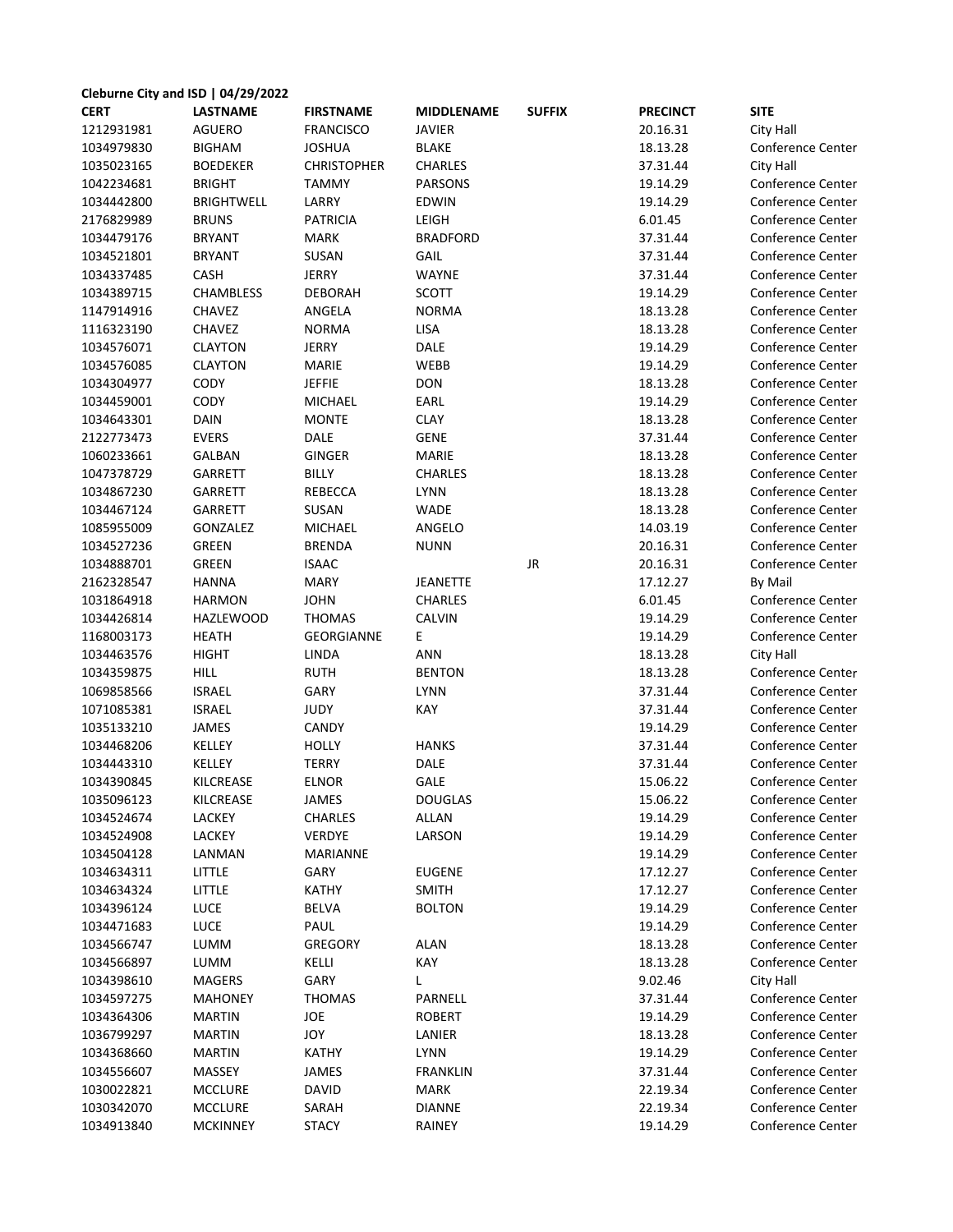**Cleburne City and ISD | 04/29/2022**

| CERT | LASTNAME | FIRSTNAME | MIDDLENAME | SUFFIX | PRECINCT | SITE |
|---|---|---|---|---|---|---|
| 1212931981 | AGUERO | FRANCISCO | JAVIER | | 20.16.31 | City Hall |
| 1034979830 | BIGHAM | JOSHUA | BLAKE | | 18.13.28 | Conference Center |
| 1035023165 | BOEDEKER | CHRISTOPHER | CHARLES | | 37.31.44 | City Hall |
| 1042234681 | BRIGHT | TAMMY | PARSONS | | 19.14.29 | Conference Center |
| 1034442800 | BRIGHTWELL | LARRY | EDWIN | | 19.14.29 | Conference Center |
| 2176829989 | BRUNS | PATRICIA | LEIGH | | 6.01.45 | Conference Center |
| 1034479176 | BRYANT | MARK | BRADFORD | | 37.31.44 | Conference Center |
| 1034521801 | BRYANT | SUSAN | GAIL | | 37.31.44 | Conference Center |
| 1034337485 | CASH | JERRY | WAYNE | | 37.31.44 | Conference Center |
| 1034389715 | CHAMBLESS | DEBORAH | SCOTT | | 19.14.29 | Conference Center |
| 1147914916 | CHAVEZ | ANGELA | NORMA | | 18.13.28 | Conference Center |
| 1116323190 | CHAVEZ | NORMA | LISA | | 18.13.28 | Conference Center |
| 1034576071 | CLAYTON | JERRY | DALE | | 19.14.29 | Conference Center |
| 1034576085 | CLAYTON | MARIE | WEBB | | 19.14.29 | Conference Center |
| 1034304977 | CODY | JEFFIE | DON | | 18.13.28 | Conference Center |
| 1034459001 | CODY | MICHAEL | EARL | | 19.14.29 | Conference Center |
| 1034643301 | DAIN | MONTE | CLAY | | 18.13.28 | Conference Center |
| 2122773473 | EVERS | DALE | GENE | | 37.31.44 | Conference Center |
| 1060233661 | GALBAN | GINGER | MARIE | | 18.13.28 | Conference Center |
| 1047378729 | GARRETT | BILLY | CHARLES | | 18.13.28 | Conference Center |
| 1034867230 | GARRETT | REBECCA | LYNN | | 18.13.28 | Conference Center |
| 1034467124 | GARRETT | SUSAN | WADE | | 18.13.28 | Conference Center |
| 1085955009 | GONZALEZ | MICHAEL | ANGELO | | 14.03.19 | Conference Center |
| 1034527236 | GREEN | BRENDA | NUNN | | 20.16.31 | Conference Center |
| 1034888701 | GREEN | ISAAC | | JR | 20.16.31 | Conference Center |
| 2162328547 | HANNA | MARY | JEANETTE | | 17.12.27 | By Mail |
| 1031864918 | HARMON | JOHN | CHARLES | | 6.01.45 | Conference Center |
| 1034426814 | HAZLEWOOD | THOMAS | CALVIN | | 19.14.29 | Conference Center |
| 1168003173 | HEATH | GEORGIANNE | E | | 19.14.29 | Conference Center |
| 1034463576 | HIGHT | LINDA | ANN | | 18.13.28 | City Hall |
| 1034359875 | HILL | RUTH | BENTON | | 18.13.28 | Conference Center |
| 1069858566 | ISRAEL | GARY | LYNN | | 37.31.44 | Conference Center |
| 1071085381 | ISRAEL | JUDY | KAY | | 37.31.44 | Conference Center |
| 1035133210 | JAMES | CANDY | | | 19.14.29 | Conference Center |
| 1034468206 | KELLEY | HOLLY | HANKS | | 37.31.44 | Conference Center |
| 1034443310 | KELLEY | TERRY | DALE | | 37.31.44 | Conference Center |
| 1034390845 | KILCREASE | ELNOR | GALE | | 15.06.22 | Conference Center |
| 1035096123 | KILCREASE | JAMES | DOUGLAS | | 15.06.22 | Conference Center |
| 1034524674 | LACKEY | CHARLES | ALLAN | | 19.14.29 | Conference Center |
| 1034524908 | LACKEY | VERDYE | LARSON | | 19.14.29 | Conference Center |
| 1034504128 | LANMAN | MARIANNE | | | 19.14.29 | Conference Center |
| 1034634311 | LITTLE | GARY | EUGENE | | 17.12.27 | Conference Center |
| 1034634324 | LITTLE | KATHY | SMITH | | 17.12.27 | Conference Center |
| 1034396124 | LUCE | BELVA | BOLTON | | 19.14.29 | Conference Center |
| 1034471683 | LUCE | PAUL | | | 19.14.29 | Conference Center |
| 1034566747 | LUMM | GREGORY | ALAN | | 18.13.28 | Conference Center |
| 1034566897 | LUMM | KELLI | KAY | | 18.13.28 | Conference Center |
| 1034398610 | MAGERS | GARY | L | | 9.02.46 | City Hall |
| 1034597275 | MAHONEY | THOMAS | PARNELL | | 37.31.44 | Conference Center |
| 1034364306 | MARTIN | JOE | ROBERT | | 19.14.29 | Conference Center |
| 1036799297 | MARTIN | JOY | LANIER | | 18.13.28 | Conference Center |
| 1034368660 | MARTIN | KATHY | LYNN | | 19.14.29 | Conference Center |
| 1034556607 | MASSEY | JAMES | FRANKLIN | | 37.31.44 | Conference Center |
| 1030022821 | MCCLURE | DAVID | MARK | | 22.19.34 | Conference Center |
| 1030342070 | MCCLURE | SARAH | DIANNE | | 22.19.34 | Conference Center |
| 1034913840 | MCKINNEY | STACY | RAINEY | | 19.14.29 | Conference Center |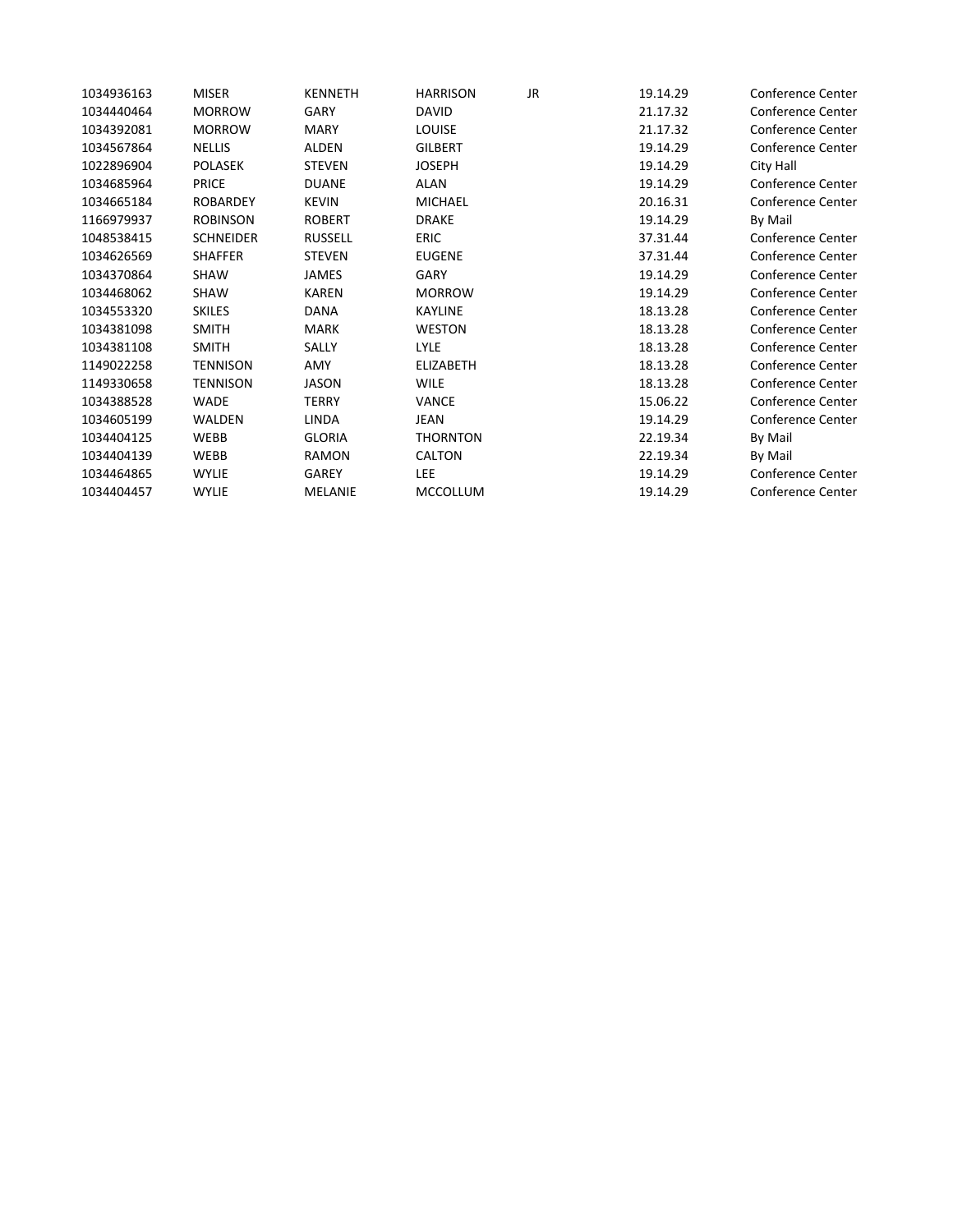| | | | | | | |
|---|---|---|---|---|---|---|
| 1034936163 | MISER | KENNETH | HARRISON | JR | 19.14.29 | Conference Center |
| 1034440464 | MORROW | GARY | DAVID | | 21.17.32 | Conference Center |
| 1034392081 | MORROW | MARY | LOUISE | | 21.17.32 | Conference Center |
| 1034567864 | NELLIS | ALDEN | GILBERT | | 19.14.29 | Conference Center |
| 1022896904 | POLASEK | STEVEN | JOSEPH | | 19.14.29 | City Hall |
| 1034685964 | PRICE | DUANE | ALAN | | 19.14.29 | Conference Center |
| 1034665184 | ROBARDEY | KEVIN | MICHAEL | | 20.16.31 | Conference Center |
| 1166979937 | ROBINSON | ROBERT | DRAKE | | 19.14.29 | By Mail |
| 1048538415 | SCHNEIDER | RUSSELL | ERIC | | 37.31.44 | Conference Center |
| 1034626569 | SHAFFER | STEVEN | EUGENE | | 37.31.44 | Conference Center |
| 1034370864 | SHAW | JAMES | GARY | | 19.14.29 | Conference Center |
| 1034468062 | SHAW | KAREN | MORROW | | 19.14.29 | Conference Center |
| 1034553320 | SKILES | DANA | KAYLINE | | 18.13.28 | Conference Center |
| 1034381098 | SMITH | MARK | WESTON | | 18.13.28 | Conference Center |
| 1034381108 | SMITH | SALLY | LYLE | | 18.13.28 | Conference Center |
| 1149022258 | TENNISON | AMY | ELIZABETH | | 18.13.28 | Conference Center |
| 1149330658 | TENNISON | JASON | WILE | | 18.13.28 | Conference Center |
| 1034388528 | WADE | TERRY | VANCE | | 15.06.22 | Conference Center |
| 1034605199 | WALDEN | LINDA | JEAN | | 19.14.29 | Conference Center |
| 1034404125 | WEBB | GLORIA | THORNTON | | 22.19.34 | By Mail |
| 1034404139 | WEBB | RAMON | CALTON | | 22.19.34 | By Mail |
| 1034464865 | WYLIE | GAREY | LEE | | 19.14.29 | Conference Center |
| 1034404457 | WYLIE | MELANIE | MCCOLLUM | | 19.14.29 | Conference Center |